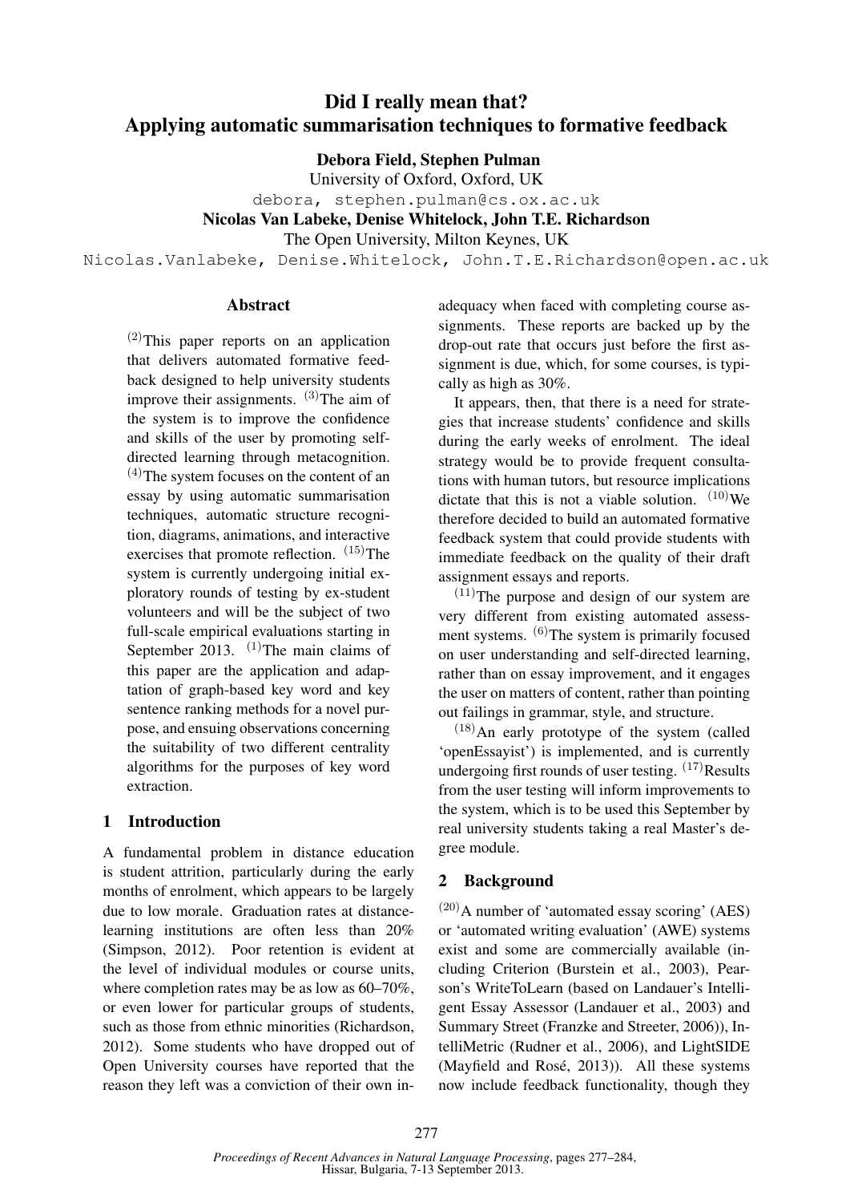# Did I really mean that? Applying automatic summarisation techniques to formative feedback

**Debora Field, Stephen Pulman**
University of Oxford, Oxford, UK
debora, stephen.pulman@cs.ox.ac.uk

**Nicolas Van Labeke, Denise Whitelock, John T.E. Richardson**
The Open University, Milton Keynes, UK
Nicolas.Vanlabeke, Denise.Whitelock, John.T.E.Richardson@open.ac.uk

## Abstract

(2)This paper reports on an application that delivers automated formative feedback designed to help university students improve their assignments. (3)The aim of the system is to improve the confidence and skills of the user by promoting self-directed learning through metacognition. (4)The system focuses on the content of an essay by using automatic summarisation techniques, automatic structure recognition, diagrams, animations, and interactive exercises that promote reflection. (15)The system is currently undergoing initial exploratory rounds of testing by ex-student volunteers and will be the subject of two full-scale empirical evaluations starting in September 2013. (1)The main claims of this paper are the application and adaptation of graph-based key word and key sentence ranking methods for a novel purpose, and ensuing observations concerning the suitability of two different centrality algorithms for the purposes of key word extraction.

## 1 Introduction

A fundamental problem in distance education is student attrition, particularly during the early months of enrolment, which appears to be largely due to low morale. Graduation rates at distance-learning institutions are often less than 20% (Simpson, 2012). Poor retention is evident at the level of individual modules or course units, where completion rates may be as low as 60–70%, or even lower for particular groups of students, such as those from ethnic minorities (Richardson, 2012). Some students who have dropped out of Open University courses have reported that the reason they left was a conviction of their own inadequacy when faced with completing course assignments. These reports are backed up by the drop-out rate that occurs just before the first assignment is due, which, for some courses, is typically as high as 30%.

It appears, then, that there is a need for strategies that increase students' confidence and skills during the early weeks of enrolment. The ideal strategy would be to provide frequent consultations with human tutors, but resource implications dictate that this is not a viable solution. (10)We therefore decided to build an automated formative feedback system that could provide students with immediate feedback on the quality of their draft assignment essays and reports.

(11)The purpose and design of our system are very different from existing automated assessment systems. (6)The system is primarily focused on user understanding and self-directed learning, rather than on essay improvement, and it engages the user on matters of content, rather than pointing out failings in grammar, style, and structure.

(18)An early prototype of the system (called 'openEssayist') is implemented, and is currently undergoing first rounds of user testing. (17)Results from the user testing will inform improvements to the system, which is to be used this September by real university students taking a real Master's degree module.

## 2 Background

(20)A number of 'automated essay scoring' (AES) or 'automated writing evaluation' (AWE) systems exist and some are commercially available (including Criterion (Burstein et al., 2003), Pearson's WriteToLearn (based on Landauer's Intelligent Essay Assessor (Landauer et al., 2003) and Summary Street (Franzke and Streeter, 2006)), IntelliMetric (Rudner et al., 2006), and LightSIDE (Mayfield and Rosé, 2013)). All these systems now include feedback functionality, though they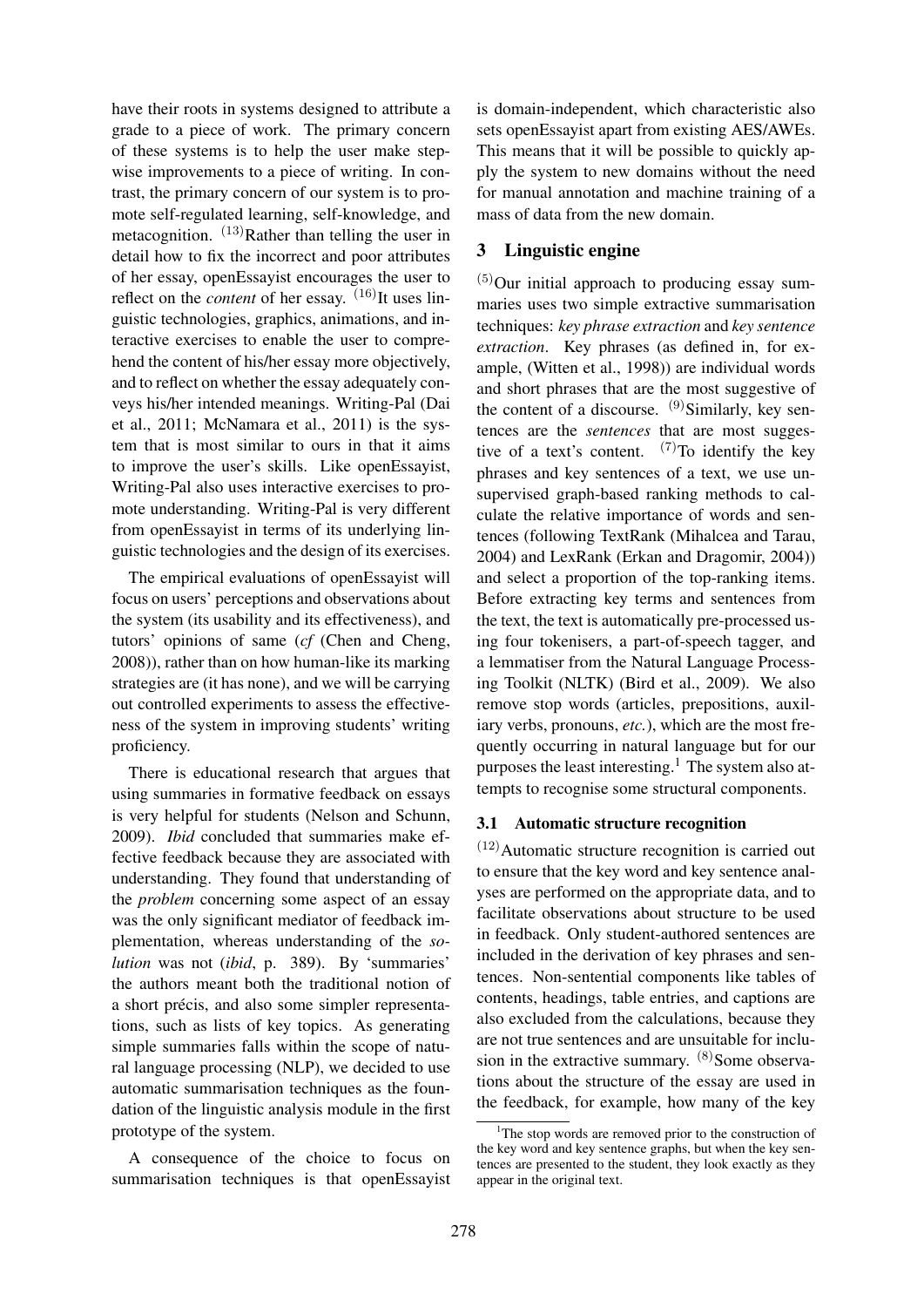have their roots in systems designed to attribute a grade to a piece of work. The primary concern of these systems is to help the user make stepwise improvements to a piece of writing. In contrast, the primary concern of our system is to promote self-regulated learning, self-knowledge, and metacognition. [(13)]Rather than telling the user in detail how to fix the incorrect and poor attributes of her essay, openEssayist encourages the user to reflect on the *content* of her essay. [(16)]It uses linguistic technologies, graphics, animations, and interactive exercises to enable the user to comprehend the content of his/her essay more objectively, and to reflect on whether the essay adequately conveys his/her intended meanings. Writing-Pal (Dai et al., 2011; McNamara et al., 2011) is the system that is most similar to ours in that it aims to improve the user's skills. Like openEssayist, Writing-Pal also uses interactive exercises to promote understanding. Writing-Pal is very different from openEssayist in terms of its underlying linguistic technologies and the design of its exercises.

The empirical evaluations of openEssayist will focus on users' perceptions and observations about the system (its usability and its effectiveness), and tutors' opinions of same (*cf* (Chen and Cheng, 2008)), rather than on how human-like its marking strategies are (it has none), and we will be carrying out controlled experiments to assess the effectiveness of the system in improving students' writing proficiency.

There is educational research that argues that using summaries in formative feedback on essays is very helpful for students (Nelson and Schunn, 2009). *Ibid* concluded that summaries make effective feedback because they are associated with understanding. They found that understanding of the *problem* concerning some aspect of an essay was the only significant mediator of feedback implementation, whereas understanding of the *solution* was not (*ibid*, p. 389). By 'summaries' the authors meant both the traditional notion of a short précis, and also some simpler representations, such as lists of key topics. As generating simple summaries falls within the scope of natural language processing (NLP), we decided to use automatic summarisation techniques as the foundation of the linguistic analysis module in the first prototype of the system.

A consequence of the choice to focus on summarisation techniques is that openEssayist is domain-independent, which characteristic also sets openEssayist apart from existing AES/AWEs. This means that it will be possible to quickly apply the system to new domains without the need for manual annotation and machine training of a mass of data from the new domain.

## 3 Linguistic engine

[(5)]Our initial approach to producing essay summaries uses two simple extractive summarisation techniques: *key phrase extraction* and *key sentence extraction*. Key phrases (as defined in, for example, (Witten et al., 1998)) are individual words and short phrases that are the most suggestive of the content of a discourse. [(9)]Similarly, key sentences are the *sentences* that are most suggestive of a text's content. [(7)]To identify the key phrases and key sentences of a text, we use unsupervised graph-based ranking methods to calculate the relative importance of words and sentences (following TextRank (Mihalcea and Tarau, 2004) and LexRank (Erkan and Dragomir, 2004)) and select a proportion of the top-ranking items. Before extracting key terms and sentences from the text, the text is automatically pre-processed using four tokenisers, a part-of-speech tagger, and a lemmatiser from the Natural Language Processing Toolkit (NLTK) (Bird et al., 2009). We also remove stop words (articles, prepositions, auxiliary verbs, pronouns, *etc.*), which are the most frequently occurring in natural language but for our purposes the least interesting.[1] The system also attempts to recognise some structural components.

### 3.1 Automatic structure recognition

[(12)]Automatic structure recognition is carried out to ensure that the key word and key sentence analyses are performed on the appropriate data, and to facilitate observations about structure to be used in feedback. Only student-authored sentences are included in the derivation of key phrases and sentences. Non-sentential components like tables of contents, headings, table entries, and captions are also excluded from the calculations, because they are not true sentences and are unsuitable for inclusion in the extractive summary. [(8)]Some observations about the structure of the essay are used in the feedback, for example, how many of the key

[1] The stop words are removed prior to the construction of the key word and key sentence graphs, but when the key sentences are presented to the student, they look exactly as they appear in the original text.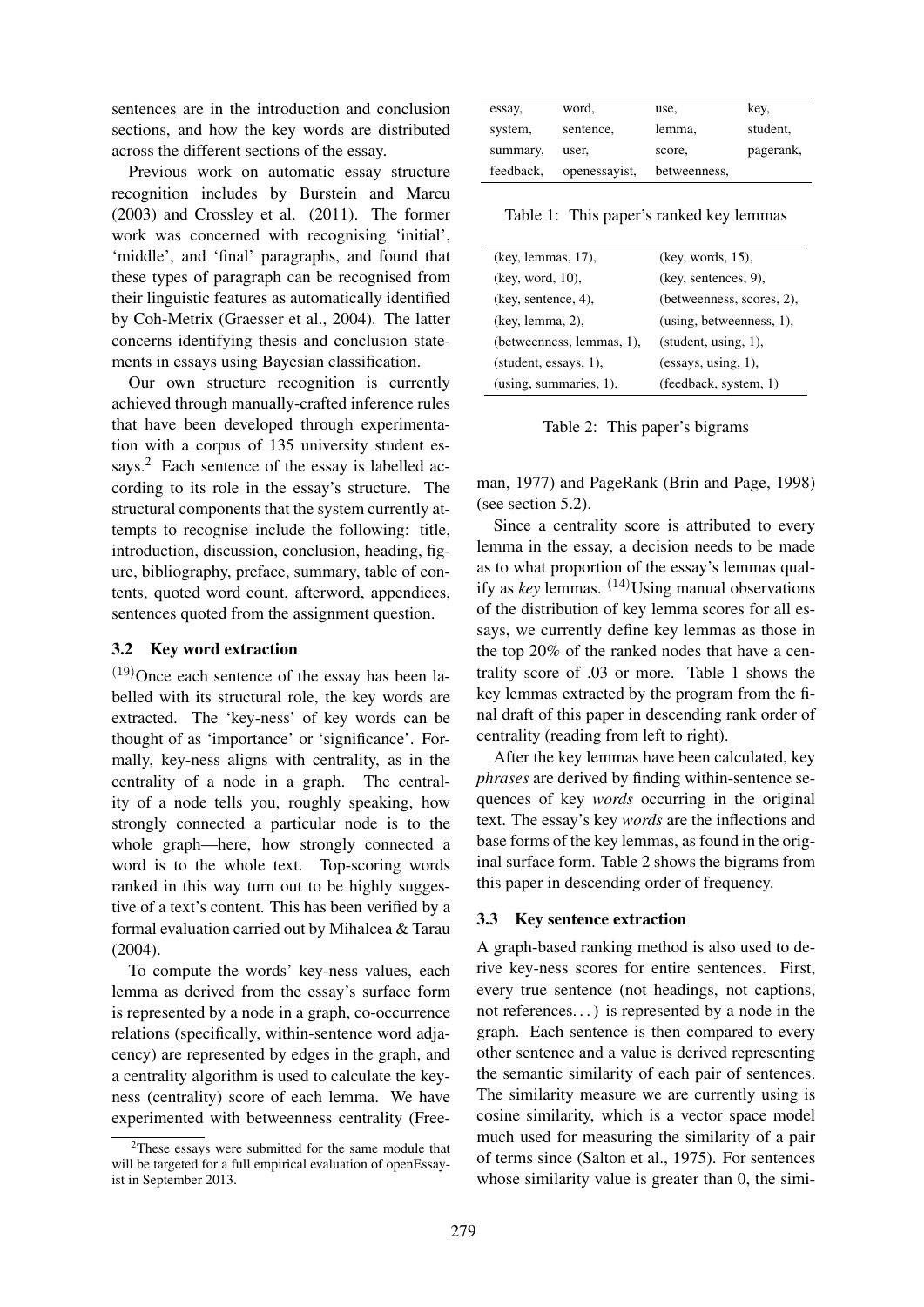sentences are in the introduction and conclusion sections, and how the key words are distributed across the different sections of the essay.

Previous work on automatic essay structure recognition includes by Burstein and Marcu (2003) and Crossley et al. (2011). The former work was concerned with recognising 'initial', 'middle', and 'final' paragraphs, and found that these types of paragraph can be recognised from their linguistic features as automatically identified by Coh-Metrix (Graesser et al., 2004). The latter concerns identifying thesis and conclusion statements in essays using Bayesian classification.

Our own structure recognition is currently achieved through manually-crafted inference rules that have been developed through experimentation with a corpus of 135 university student essays.[2] Each sentence of the essay is labelled according to its role in the essay's structure. The structural components that the system currently attempts to recognise include the following: title, introduction, discussion, conclusion, heading, figure, bibliography, preface, summary, table of contents, quoted word count, afterword, appendices, sentences quoted from the assignment question.

### 3.2 Key word extraction

(19)Once each sentence of the essay has been labelled with its structural role, the key words are extracted. The 'key-ness' of key words can be thought of as 'importance' or 'significance'. Formally, key-ness aligns with centrality, as in the centrality of a node in a graph. The centrality of a node tells you, roughly speaking, how strongly connected a particular node is to the whole graph—here, how strongly connected a word is to the whole text. Top-scoring words ranked in this way turn out to be highly suggestive of a text's content. This has been verified by a formal evaluation carried out by Mihalcea & Tarau (2004).

To compute the words' key-ness values, each lemma as derived from the essay's surface form is represented by a node in a graph, co-occurrence relations (specifically, within-sentence word adjacency) are represented by edges in the graph, and a centrality algorithm is used to calculate the key-ness (centrality) score of each lemma. We have experimented with betweenness centrality (Freeman, 1977) and PageRank (Brin and Page, 1998) (see section 5.2).

[2] These essays were submitted for the same module that will be targeted for a full empirical evaluation of openEssayist in September 2013.

| | | | |
|---|---|---|---|
| essay, | word, | use, | key, |
| system, | sentence, | lemma, | student, |
| summary, | user, | score, | pagerank, |
| feedback, | openessayist, | betweenness, | |

Table 1: This paper's ranked key lemmas

| | |
|---|---|
| (key, lemmas, 17), | (key, words, 15), |
| (key, word, 10), | (key, sentences, 9), |
| (key, sentence, 4), | (betweenness, scores, 2), |
| (key, lemma, 2), | (using, betweenness, 1), |
| (betweenness, lemmas, 1), | (student, using, 1), |
| (student, essays, 1), | (essays, using, 1), |
| (using, summaries, 1), | (feedback, system, 1) |

Table 2: This paper's bigrams

Since a centrality score is attributed to every lemma in the essay, a decision needs to be made as to what proportion of the essay's lemmas qualify as *key* lemmas. (14)Using manual observations of the distribution of key lemma scores for all essays, we currently define key lemmas as those in the top 20% of the ranked nodes that have a centrality score of .03 or more. Table 1 shows the key lemmas extracted by the program from the final draft of this paper in descending rank order of centrality (reading from left to right).

After the key lemmas have been calculated, key *phrases* are derived by finding within-sentence sequences of key *words* occurring in the original text. The essay's key *words* are the inflections and base forms of the key lemmas, as found in the original surface form. Table 2 shows the bigrams from this paper in descending order of frequency.

### 3.3 Key sentence extraction

A graph-based ranking method is also used to derive key-ness scores for entire sentences. First, every true sentence (not headings, not captions, not references...) is represented by a node in the graph. Each sentence is then compared to every other sentence and a value is derived representing the semantic similarity of each pair of sentences. The similarity measure we are currently using is cosine similarity, which is a vector space model much used for measuring the similarity of a pair of terms since (Salton et al., 1975). For sentences whose similarity value is greater than 0, the simi-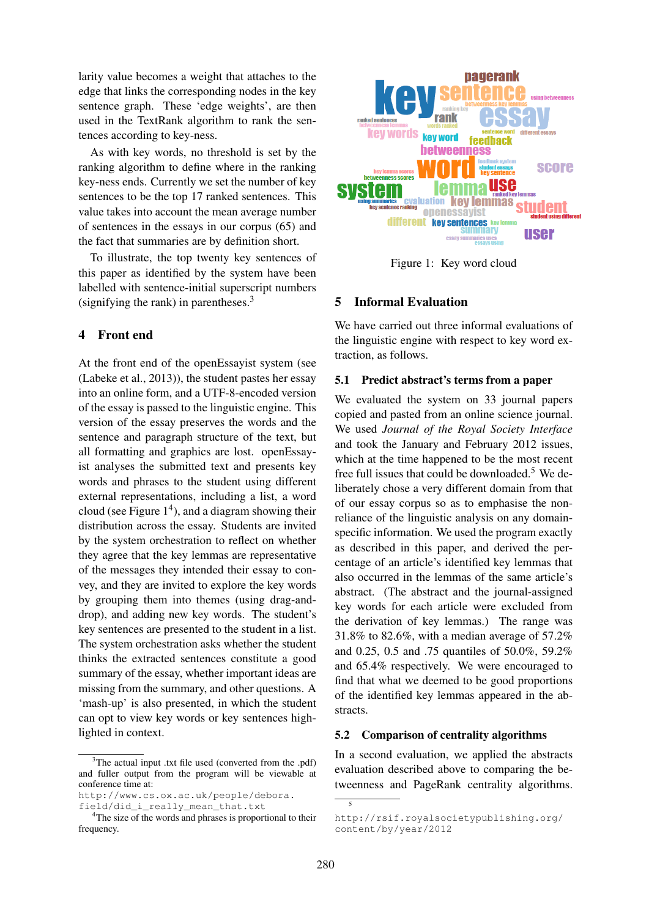larity value becomes a weight that attaches to the edge that links the corresponding nodes in the key sentence graph. These 'edge weights', are then used in the TextRank algorithm to rank the sentences according to key-ness.

As with key words, no threshold is set by the ranking algorithm to define where in the ranking key-ness ends. Currently we set the number of key sentences to be the top 17 ranked sentences. This value takes into account the mean average number of sentences in the essays in our corpus (65) and the fact that summaries are by definition short.

To illustrate, the top twenty key sentences of this paper as identified by the system have been labelled with sentence-initial superscript numbers (signifying the rank) in parentheses.[3]

## 4 Front end

At the front end of the openEssayist system (see (Labeke et al., 2013)), the student pastes her essay into an online form, and a UTF-8-encoded version of the essay is passed to the linguistic engine. This version of the essay preserves the words and the sentence and paragraph structure of the text, but all formatting and graphics are lost. openEssayist analyses the submitted text and presents key words and phrases to the student using different external representations, including a list, a word cloud (see Figure 1[4]), and a diagram showing their distribution across the essay. Students are invited by the system orchestration to reflect on whether they agree that the key lemmas are representative of the messages they intended their essay to convey, and they are invited to explore the key words by grouping them into themes (using drag-and-drop), and adding new key words. The student's key sentences are presented to the student in a list. The system orchestration asks whether the student thinks that the extracted sentences constitute a good summary of the essay, whether important ideas are missing from the summary, and other questions. A 'mash-up' is also presented, in which the student can opt to view key words or key sentences highlighted in context.

[3]The actual input .txt file used (converted from the .pdf) and fuller output from the program will be viewable at conference time at:
http://www.cs.ox.ac.uk/people/debora.field/did_i_really_mean_that.txt

[4]The size of the words and phrases is proportional to their frequency.

Figure 1: Key word cloud

## 5 Informal Evaluation

We have carried out three informal evaluations of the linguistic engine with respect to key word extraction, as follows.

### 5.1 Predict abstract's terms from a paper

We evaluated the system on 33 journal papers copied and pasted from an online science journal. We used *Journal of the Royal Society Interface* and took the January and February 2012 issues, which at the time happened to be the most recent free full issues that could be downloaded.[5] We deliberately chose a very different domain from that of our essay corpus so as to emphasise the non-reliance of the linguistic analysis on any domain-specific information. We used the program exactly as described in this paper, and derived the percentage of an article's identified key lemmas that also occurred in the lemmas of the same article's abstract. (The abstract and the journal-assigned key words for each article were excluded from the derivation of key lemmas.) The range was 31.8% to 82.6%, with a median average of 57.2% and 0.25, 0.5 and .75 quantiles of 50.0%, 59.2% and 65.4% respectively. We were encouraged to find that what we deemed to be good proportions of the identified key lemmas appeared in the abstracts.

### 5.2 Comparison of centrality algorithms

In a second evaluation, we applied the abstracts evaluation described above to comparing the betweenness and PageRank centrality algorithms.

[5] http://rsif.royalsocietypublishing.org/content/by/year/2012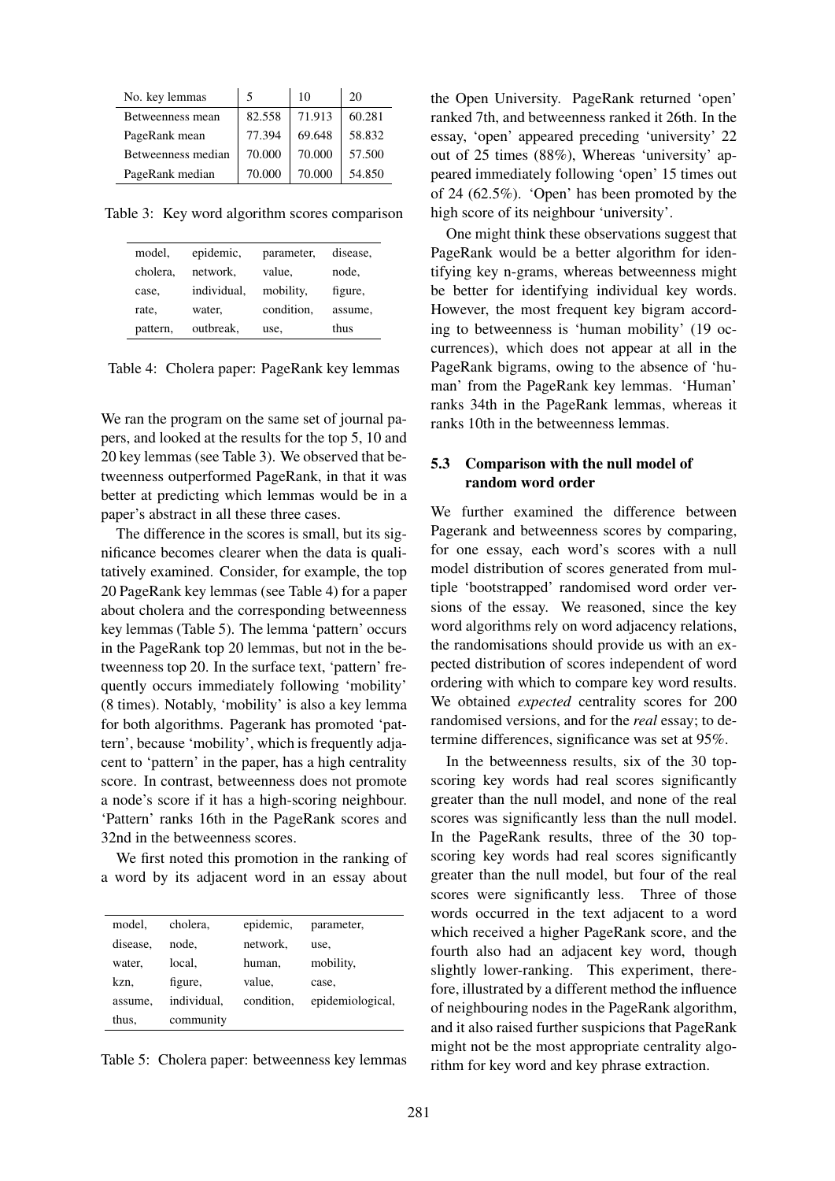| No. key lemmas | 5 | 10 | 20 |
|---|---|---|---|
| Betweenness mean | 82.558 | 71.913 | 60.281 |
| PageRank mean | 77.394 | 69.648 | 58.832 |
| Betweenness median | 70.000 | 70.000 | 57.500 |
| PageRank median | 70.000 | 70.000 | 54.850 |

Table 3: Key word algorithm scores comparison

| | | | |
|---|---|---|---|
| model, | epidemic, | parameter, | disease, |
| cholera, | network, | value, | node, |
| case, | individual, | mobility, | figure, |
| rate, | water, | condition, | assume, |
| pattern, | outbreak, | use, | thus |

Table 4: Cholera paper: PageRank key lemmas

We ran the program on the same set of journal papers, and looked at the results for the top 5, 10 and 20 key lemmas (see Table 3). We observed that betweenness outperformed PageRank, in that it was better at predicting which lemmas would be in a paper's abstract in all these three cases.

The difference in the scores is small, but its significance becomes clearer when the data is qualitatively examined. Consider, for example, the top 20 PageRank key lemmas (see Table 4) for a paper about cholera and the corresponding betweenness key lemmas (Table 5). The lemma 'pattern' occurs in the PageRank top 20 lemmas, but not in the betweenness top 20. In the surface text, 'pattern' frequently occurs immediately following 'mobility' (8 times). Notably, 'mobility' is also a key lemma for both algorithms. Pagerank has promoted 'pattern', because 'mobility', which is frequently adjacent to 'pattern' in the paper, has a high centrality score. In contrast, betweenness does not promote a node's score if it has a high-scoring neighbour. 'Pattern' ranks 16th in the PageRank scores and 32nd in the betweenness scores.

We first noted this promotion in the ranking of a word by its adjacent word in an essay about

| | | | |
|---|---|---|---|
| model, | cholera, | epidemic, | parameter, |
| disease, | node, | network, | use, |
| water, | local, | human, | mobility, |
| kzn, | figure, | value, | case, |
| assume, | individual, | condition, | epidemiological, |
| thus, | community | | |

Table 5: Cholera paper: betweenness key lemmas

the Open University. PageRank returned 'open' ranked 7th, and betweenness ranked it 26th. In the essay, 'open' appeared preceding 'university' 22 out of 25 times (88%), Whereas 'university' appeared immediately following 'open' 15 times out of 24 (62.5%). 'Open' has been promoted by the high score of its neighbour 'university'.

One might think these observations suggest that PageRank would be a better algorithm for identifying key n-grams, whereas betweenness might be better for identifying individual key words. However, the most frequent key bigram according to betweenness is 'human mobility' (19 occurrences), which does not appear at all in the PageRank bigrams, owing to the absence of 'human' from the PageRank key lemmas. 'Human' ranks 34th in the PageRank lemmas, whereas it ranks 10th in the betweenness lemmas.

### 5.3 Comparison with the null model of random word order

We further examined the difference between Pagerank and betweenness scores by comparing, for one essay, each word's scores with a null model distribution of scores generated from multiple 'bootstrapped' randomised word order versions of the essay. We reasoned, since the key word algorithms rely on word adjacency relations, the randomisations should provide us with an expected distribution of scores independent of word ordering with which to compare key word results. We obtained *expected* centrality scores for 200 randomised versions, and for the *real* essay; to determine differences, significance was set at 95%.

In the betweenness results, six of the 30 top-scoring key words had real scores significantly greater than the null model, and none of the real scores was significantly less than the null model. In the PageRank results, three of the 30 top-scoring key words had real scores significantly greater than the null model, but four of the real scores were significantly less. Three of those words occurred in the text adjacent to a word which received a higher PageRank score, and the fourth also had an adjacent key word, though slightly lower-ranking. This experiment, therefore, illustrated by a different method the influence of neighbouring nodes in the PageRank algorithm, and it also raised further suspicions that PageRank might not be the most appropriate centrality algorithm for key word and key phrase extraction.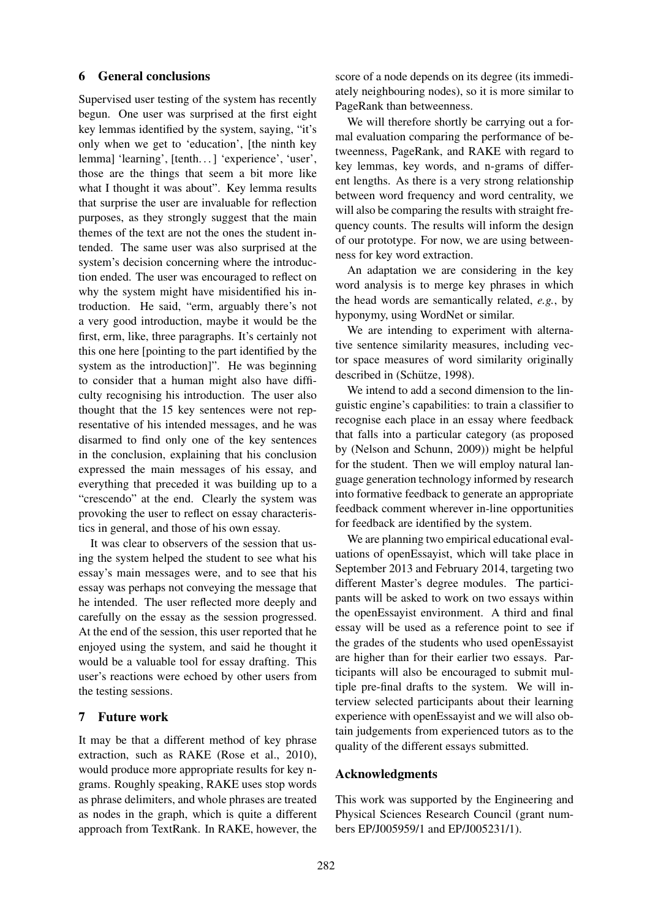## 6 General conclusions

Supervised user testing of the system has recently begun. One user was surprised at the first eight key lemmas identified by the system, saying, "it's only when we get to 'education', [the ninth key lemma] 'learning', [tenth...] 'experience', 'user', those are the things that seem a bit more like what I thought it was about". Key lemma results that surprise the user are invaluable for reflection purposes, as they strongly suggest that the main themes of the text are not the ones the student intended. The same user was also surprised at the system's decision concerning where the introduction ended. The user was encouraged to reflect on why the system might have misidentified his introduction. He said, "erm, arguably there's not a very good introduction, maybe it would be the first, erm, like, three paragraphs. It's certainly not this one here [pointing to the part identified by the system as the introduction]". He was beginning to consider that a human might also have difficulty recognising his introduction. The user also thought that the 15 key sentences were not representative of his intended messages, and he was disarmed to find only one of the key sentences in the conclusion, explaining that his conclusion expressed the main messages of his essay, and everything that preceded it was building up to a "crescendo" at the end. Clearly the system was provoking the user to reflect on essay characteristics in general, and those of his own essay.

It was clear to observers of the session that using the system helped the student to see what his essay's main messages were, and to see that his essay was perhaps not conveying the message that he intended. The user reflected more deeply and carefully on the essay as the session progressed. At the end of the session, this user reported that he enjoyed using the system, and said he thought it would be a valuable tool for essay drafting. This user's reactions were echoed by other users from the testing sessions.

## 7 Future work

It may be that a different method of key phrase extraction, such as RAKE (Rose et al., 2010), would produce more appropriate results for key n-grams. Roughly speaking, RAKE uses stop words as phrase delimiters, and whole phrases are treated as nodes in the graph, which is quite a different approach from TextRank. In RAKE, however, the score of a node depends on its degree (its immediately neighbouring nodes), so it is more similar to PageRank than betweenness.

We will therefore shortly be carrying out a formal evaluation comparing the performance of betweenness, PageRank, and RAKE with regard to key lemmas, key words, and n-grams of different lengths. As there is a very strong relationship between word frequency and word centrality, we will also be comparing the results with straight frequency counts. The results will inform the design of our prototype. For now, we are using betweenness for key word extraction.

An adaptation we are considering in the key word analysis is to merge key phrases in which the head words are semantically related, *e.g.*, by hyponymy, using WordNet or similar.

We are intending to experiment with alternative sentence similarity measures, including vector space measures of word similarity originally described in (Schütze, 1998).

We intend to add a second dimension to the linguistic engine's capabilities: to train a classifier to recognise each place in an essay where feedback that falls into a particular category (as proposed by (Nelson and Schunn, 2009)) might be helpful for the student. Then we will employ natural language generation technology informed by research into formative feedback to generate an appropriate feedback comment wherever in-line opportunities for feedback are identified by the system.

We are planning two empirical educational evaluations of openEssayist, which will take place in September 2013 and February 2014, targeting two different Master's degree modules. The participants will be asked to work on two essays within the openEssayist environment. A third and final essay will be used as a reference point to see if the grades of the students who used openEssayist are higher than for their earlier two essays. Participants will also be encouraged to submit multiple pre-final drafts to the system. We will interview selected participants about their learning experience with openEssayist and we will also obtain judgements from experienced tutors as to the quality of the different essays submitted.

## Acknowledgments

This work was supported by the Engineering and Physical Sciences Research Council (grant numbers EP/J005959/1 and EP/J005231/1).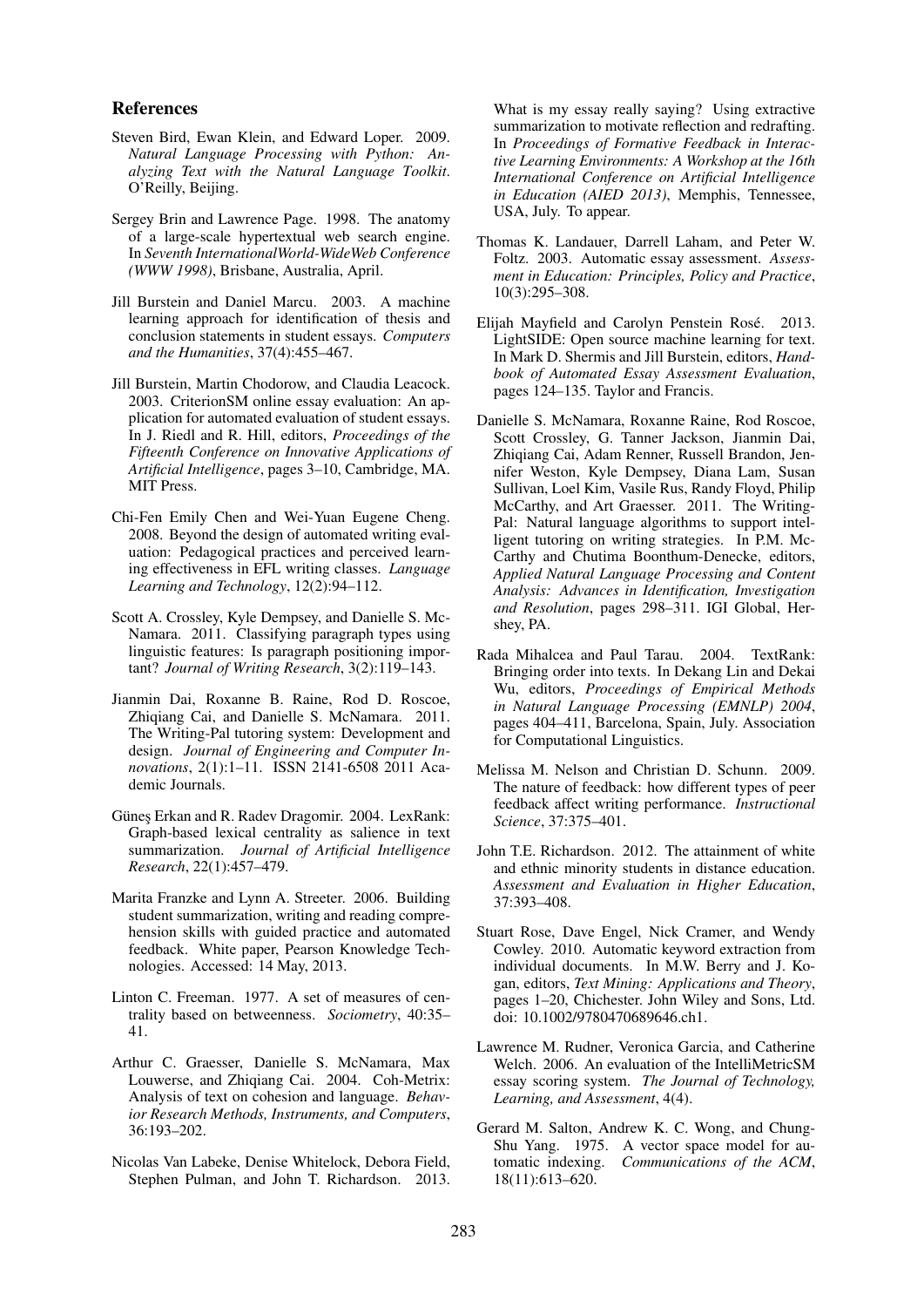## References

Steven Bird, Ewan Klein, and Edward Loper. 2009. *Natural Language Processing with Python: Analyzing Text with the Natural Language Toolkit*. O'Reilly, Beijing.

Sergey Brin and Lawrence Page. 1998. The anatomy of a large-scale hypertextual web search engine. In *Seventh InternationalWorld-WideWeb Conference (WWW 1998)*, Brisbane, Australia, April.

Jill Burstein and Daniel Marcu. 2003. A machine learning approach for identification of thesis and conclusion statements in student essays. *Computers and the Humanities*, 37(4):455–467.

Jill Burstein, Martin Chodorow, and Claudia Leacock. 2003. CriterionSM online essay evaluation: An application for automated evaluation of student essays. In J. Riedl and R. Hill, editors, *Proceedings of the Fifteenth Conference on Innovative Applications of Artificial Intelligence*, pages 3–10, Cambridge, MA. MIT Press.

Chi-Fen Emily Chen and Wei-Yuan Eugene Cheng. 2008. Beyond the design of automated writing evaluation: Pedagogical practices and perceived learning effectiveness in EFL writing classes. *Language Learning and Technology*, 12(2):94–112.

Scott A. Crossley, Kyle Dempsey, and Danielle S. McNamara. 2011. Classifying paragraph types using linguistic features: Is paragraph positioning important? *Journal of Writing Research*, 3(2):119–143.

Jianmin Dai, Roxanne B. Raine, Rod D. Roscoe, Zhiqiang Cai, and Danielle S. McNamara. 2011. The Writing-Pal tutoring system: Development and design. *Journal of Engineering and Computer Innovations*, 2(1):1–11. ISSN 2141-6508 2011 Academic Journals.

Güneş Erkan and R. Radev Dragomir. 2004. LexRank: Graph-based lexical centrality as salience in text summarization. *Journal of Artificial Intelligence Research*, 22(1):457–479.

Marita Franzke and Lynn A. Streeter. 2006. Building student summarization, writing and reading comprehension skills with guided practice and automated feedback. White paper, Pearson Knowledge Technologies. Accessed: 14 May, 2013.

Linton C. Freeman. 1977. A set of measures of centrality based on betweenness. *Sociometry*, 40:35–41.

Arthur C. Graesser, Danielle S. McNamara, Max Louwerse, and Zhiqiang Cai. 2004. Coh-Metrix: Analysis of text on cohesion and language. *Behavior Research Methods, Instruments, and Computers*, 36:193–202.

Nicolas Van Labeke, Denise Whitelock, Debora Field, Stephen Pulman, and John T. Richardson. 2013. What is my essay really saying? Using extractive summarization to motivate reflection and redrafting. In *Proceedings of Formative Feedback in Interactive Learning Environments: A Workshop at the 16th International Conference on Artificial Intelligence in Education (AIED 2013)*, Memphis, Tennessee, USA, July. To appear.

Thomas K. Landauer, Darrell Laham, and Peter W. Foltz. 2003. Automatic essay assessment. *Assessment in Education: Principles, Policy and Practice*, 10(3):295–308.

Elijah Mayfield and Carolyn Penstein Rosé. 2013. LightSIDE: Open source machine learning for text. In Mark D. Shermis and Jill Burstein, editors, *Handbook of Automated Essay Assessment Evaluation*, pages 124–135. Taylor and Francis.

Danielle S. McNamara, Roxanne Raine, Rod Roscoe, Scott Crossley, G. Tanner Jackson, Jianmin Dai, Zhiqiang Cai, Adam Renner, Russell Brandon, Jennifer Weston, Kyle Dempsey, Diana Lam, Susan Sullivan, Loel Kim, Vasile Rus, Randy Floyd, Philip McCarthy, and Art Graesser. 2011. The Writing-Pal: Natural language algorithms to support intelligent tutoring on writing strategies. In P.M. McCarthy and Chutima Boonthum-Denecke, editors, *Applied Natural Language Processing and Content Analysis: Advances in Identification, Investigation and Resolution*, pages 298–311. IGI Global, Hershey, PA.

Rada Mihalcea and Paul Tarau. 2004. TextRank: Bringing order into texts. In Dekang Lin and Dekai Wu, editors, *Proceedings of Empirical Methods in Natural Language Processing (EMNLP) 2004*, pages 404–411, Barcelona, Spain, July. Association for Computational Linguistics.

Melissa M. Nelson and Christian D. Schunn. 2009. The nature of feedback: how different types of peer feedback affect writing performance. *Instructional Science*, 37:375–401.

John T.E. Richardson. 2012. The attainment of white and ethnic minority students in distance education. *Assessment and Evaluation in Higher Education*, 37:393–408.

Stuart Rose, Dave Engel, Nick Cramer, and Wendy Cowley. 2010. Automatic keyword extraction from individual documents. In M.W. Berry and J. Kogan, editors, *Text Mining: Applications and Theory*, pages 1–20, Chichester. John Wiley and Sons, Ltd. doi: 10.1002/9780470689646.ch1.

Lawrence M. Rudner, Veronica Garcia, and Catherine Welch. 2006. An evaluation of the IntelliMetricSM essay scoring system. *The Journal of Technology, Learning, and Assessment*, 4(4).

Gerard M. Salton, Andrew K. C. Wong, and Chung-Shu Yang. 1975. A vector space model for automatic indexing. *Communications of the ACM*, 18(11):613–620.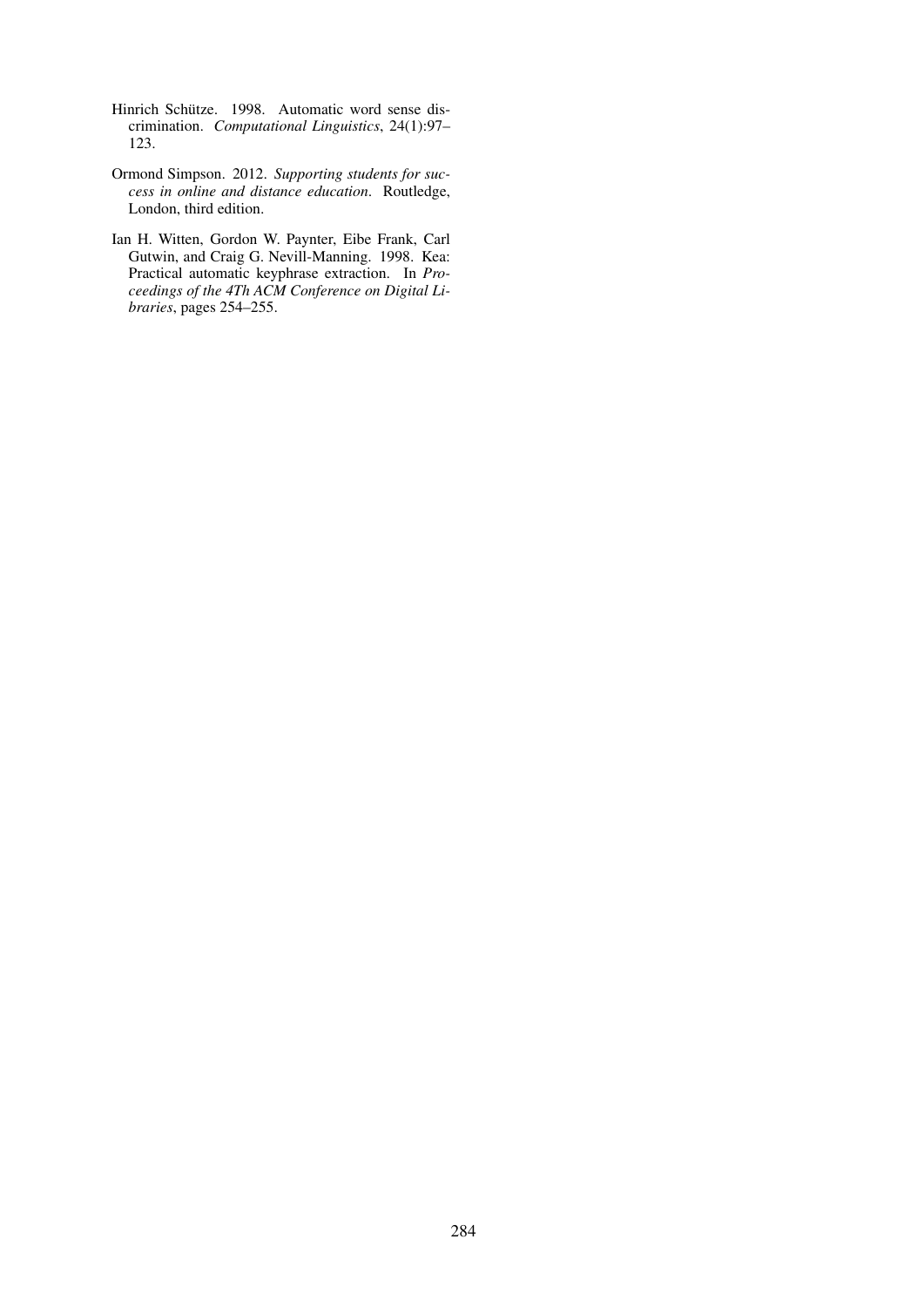Hinrich Schütze. 1998. Automatic word sense discrimination. *Computational Linguistics*, 24(1):97–123.

Ormond Simpson. 2012. *Supporting students for success in online and distance education*. Routledge, London, third edition.

Ian H. Witten, Gordon W. Paynter, Eibe Frank, Carl Gutwin, and Craig G. Nevill-Manning. 1998. Kea: Practical automatic keyphrase extraction. In *Proceedings of the 4Th ACM Conference on Digital Libraries*, pages 254–255.